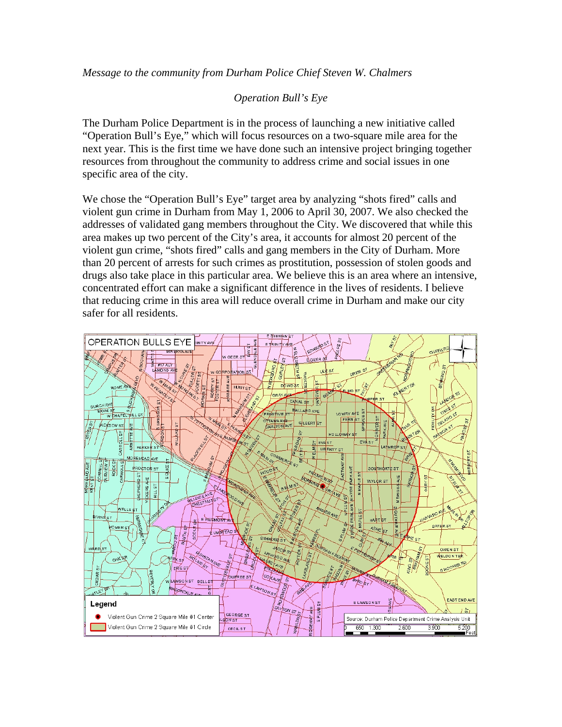*Message to the community from Durham Police Chief Steven W. Chalmers*

*Operation Bull's Eye*

The Durham Police Department is in the process of launching a new initiative called "Operation Bull's Eye," which will focus resources on a two-square mile area for the next year. This is the first time we have done such an intensive project bringing together resources from throughout the community to address crime and social issues in one specific area of the city.

We chose the "Operation Bull's Eye" target area by analyzing "shots fired" calls and violent gun crime in Durham from May 1, 2006 to April 30, 2007. We also checked the addresses of validated gang members throughout the City. We discovered that while this area makes up two percent of the City's area, it accounts for almost 20 percent of the violent gun crime, "shots fired" calls and gang members in the City of Durham. More than 20 percent of arrests for such crimes as prostitution, possession of stolen goods and drugs also take place in this particular area. We believe this is an area where an intensive, concentrated effort can make a significant difference in the lives of residents. I believe that reducing crime in this area will reduce overall crime in Durham and make our city safer for all residents.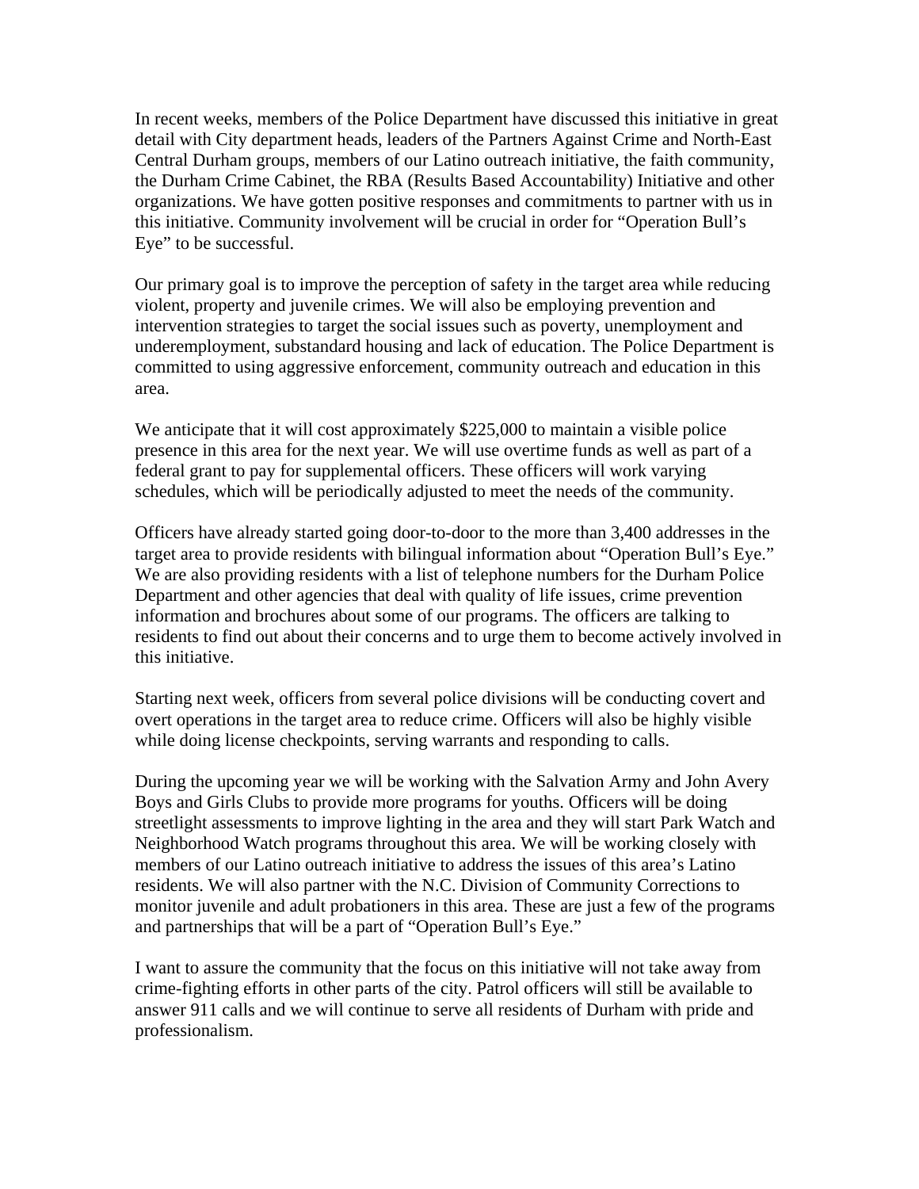In recent weeks, members of the Police Department have discussed this initiative in great detail with City department heads, leaders of the Partners Against Crime and North-East Central Durham groups, members of our Latino outreach initiative, the faith community, the Durham Crime Cabinet, the RBA (Results Based Accountability) Initiative and other organizations. We have gotten positive responses and commitments to partner with us in this initiative. Community involvement will be crucial in order for "Operation Bull's Eye" to be successful.

Our primary goal is to improve the perception of safety in the target area while reducing violent, property and juvenile crimes. We will also be employing prevention and intervention strategies to target the social issues such as poverty, unemployment and underemployment, substandard housing and lack of education. The Police Department is committed to using aggressive enforcement, community outreach and education in this area.

We anticipate that it will cost approximately $225,000 to maintain a visible police presence in this area for the next year. We will use overtime funds as well as part of a federal grant to pay for supplemental officers. These officers will work varying schedules, which will be periodically adjusted to meet the needs of the community.

Officers have already started going door-to-door to the more than 3,400 addresses in the target area to provide residents with bilingual information about "Operation Bull's Eye." We are also providing residents with a list of telephone numbers for the Durham Police Department and other agencies that deal with quality of life issues, crime prevention information and brochures about some of our programs. The officers are talking to residents to find out about their concerns and to urge them to become actively involved in this initiative.

Starting next week, officers from several police divisions will be conducting covert and overt operations in the target area to reduce crime. Officers will also be highly visible while doing license checkpoints, serving warrants and responding to calls.

During the upcoming year we will be working with the Salvation Army and John Avery Boys and Girls Clubs to provide more programs for youths. Officers will be doing streetlight assessments to improve lighting in the area and they will start Park Watch and Neighborhood Watch programs throughout this area. We will be working closely with members of our Latino outreach initiative to address the issues of this area's Latino residents. We will also partner with the N.C. Division of Community Corrections to monitor juvenile and adult probationers in this area. These are just a few of the programs and partnerships that will be a part of "Operation Bull's Eye."

I want to assure the community that the focus on this initiative will not take away from crime-fighting efforts in other parts of the city. Patrol officers will still be available to answer 911 calls and we will continue to serve all residents of Durham with pride and professionalism.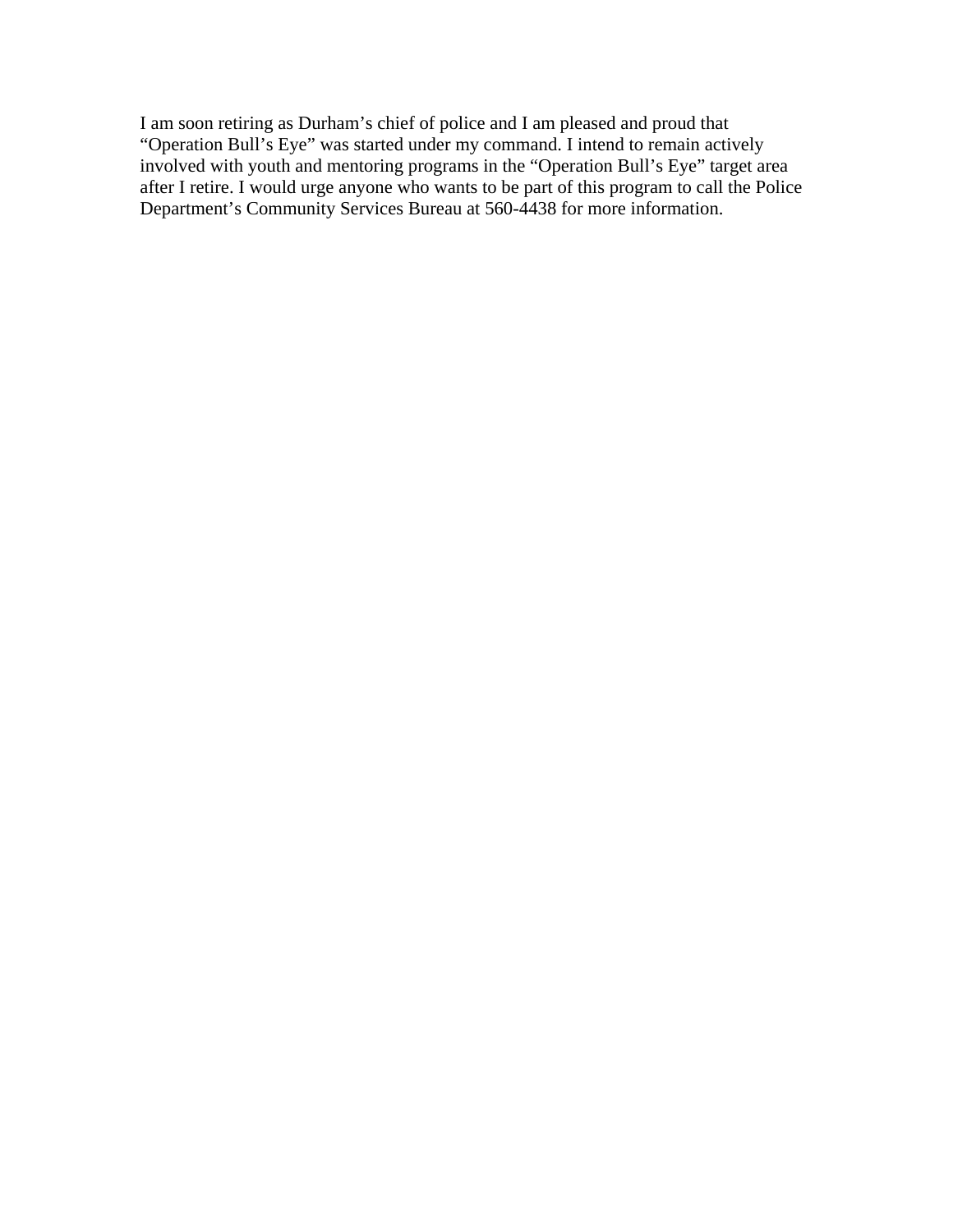I am soon retiring as Durham's chief of police and I am pleased and proud that "Operation Bull's Eye" was started under my command. I intend to remain actively involved with youth and mentoring programs in the "Operation Bull's Eye" target area after I retire. I would urge anyone who wants to be part of this program to call the Police Department's Community Services Bureau at 560-4438 for more information.